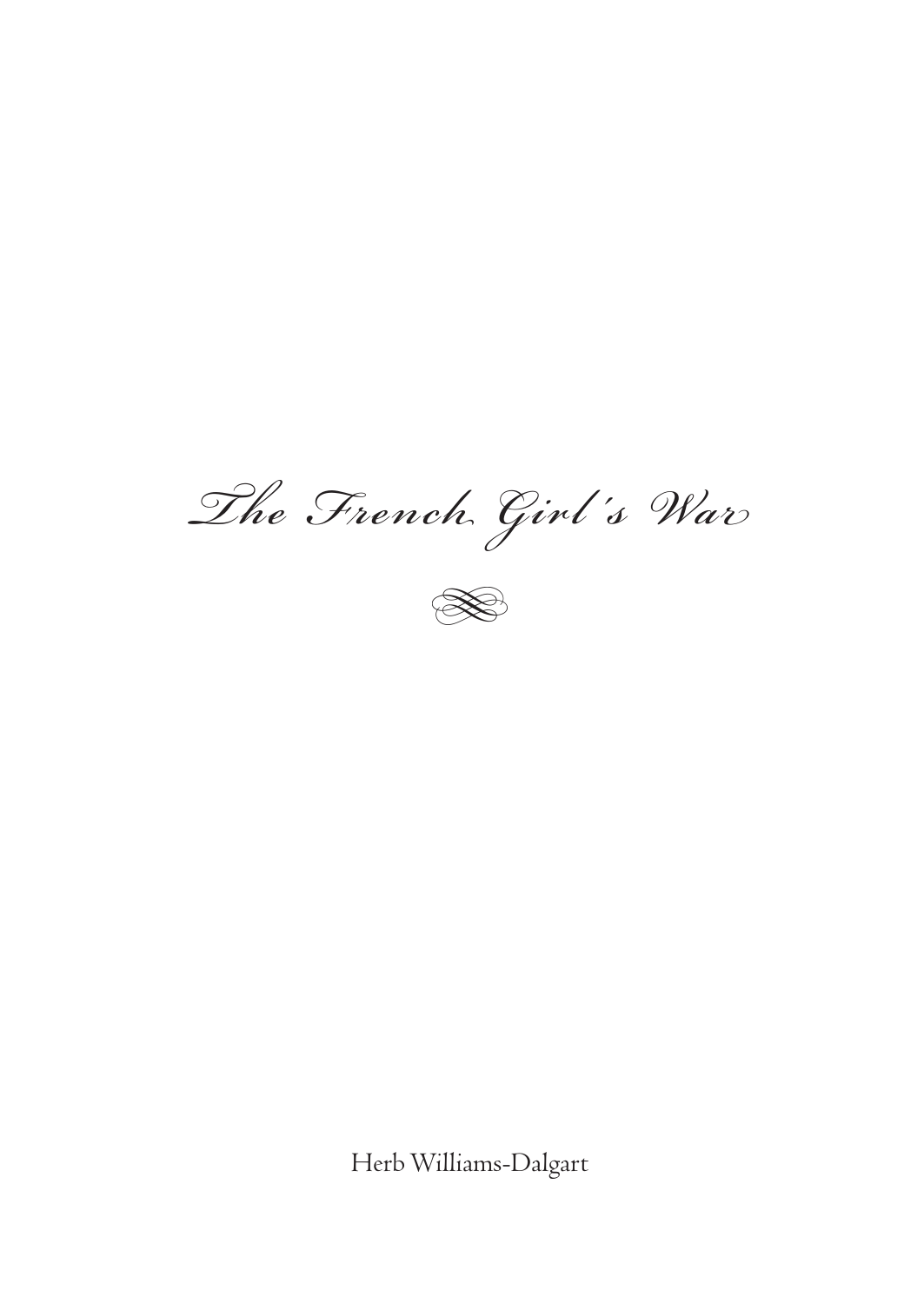# *The French Girl's War*

Herb Williams-Dalgart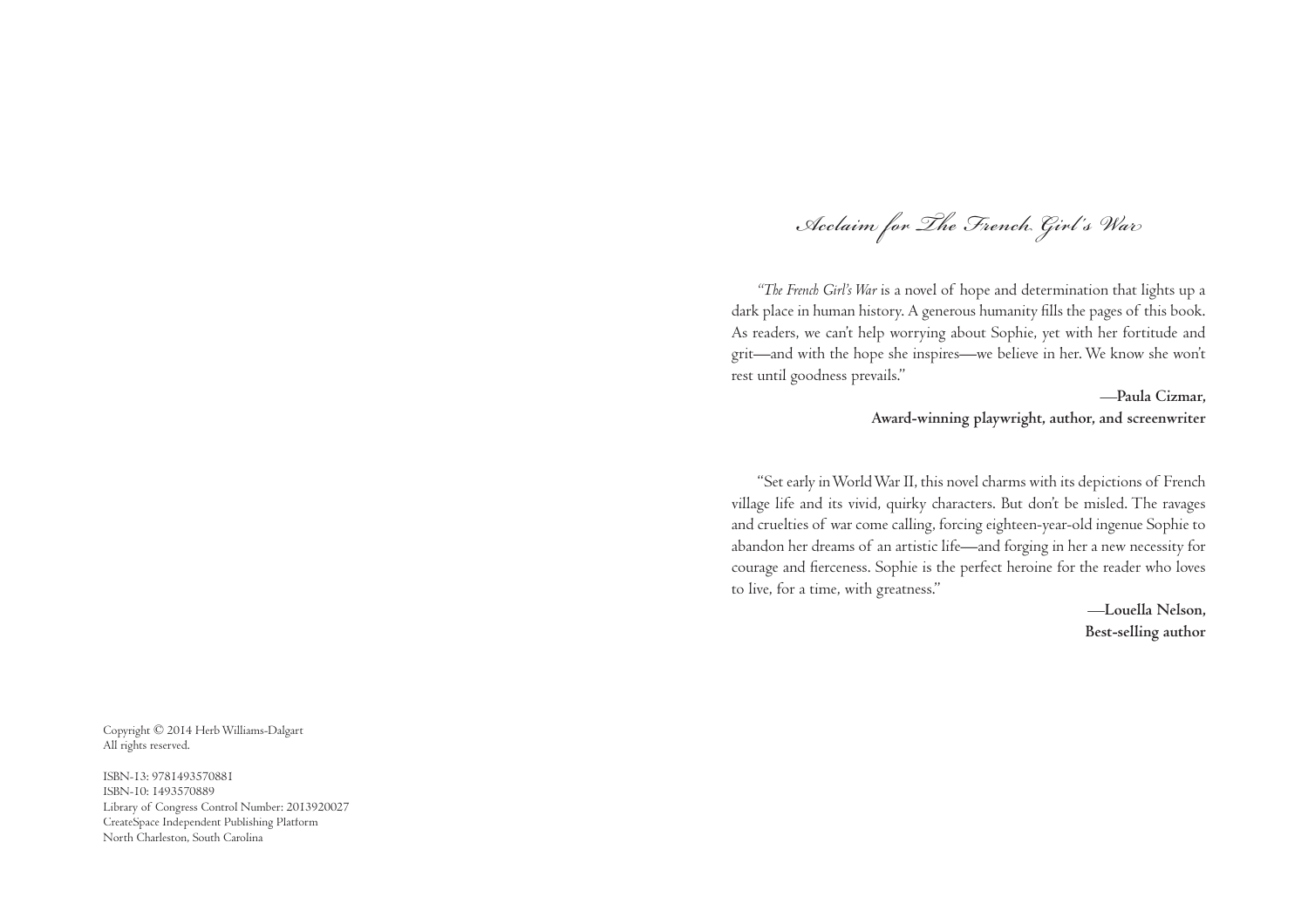*Acclaim for The French Girl's War*

*"The French Girl's War* is a novel of hope and determination that lights up a dark place in human history. A generous humanity fills the pages of this book. As readers, we can't help worrying about Sophie, yet with her fortitude and grit—and with the hope she inspires—we believe in her. We know she won't rest until goodness prevails."

**—Paula Cizmar,**
**Award-winning playwright, author, and screenwriter**

"Set early in World War II, this novel charms with its depictions of French village life and its vivid, quirky characters. But don't be misled. The ravages and cruelties of war come calling, forcing eighteen-year-old ingenue Sophie to abandon her dreams of an artistic life—and forging in her a new necessity for courage and fierceness. Sophie is the perfect heroine for the reader who loves to live, for a time, with greatness."

**—Louella Nelson,**
**Best-selling author**

Copyright © 2014 Herb Williams-Dalgart
All rights reserved.

ISBN-13: 9781493570881
ISBN-10: 1493570889
Library of Congress Control Number: 2013920027
CreateSpace Independent Publishing Platform
North Charleston, South Carolina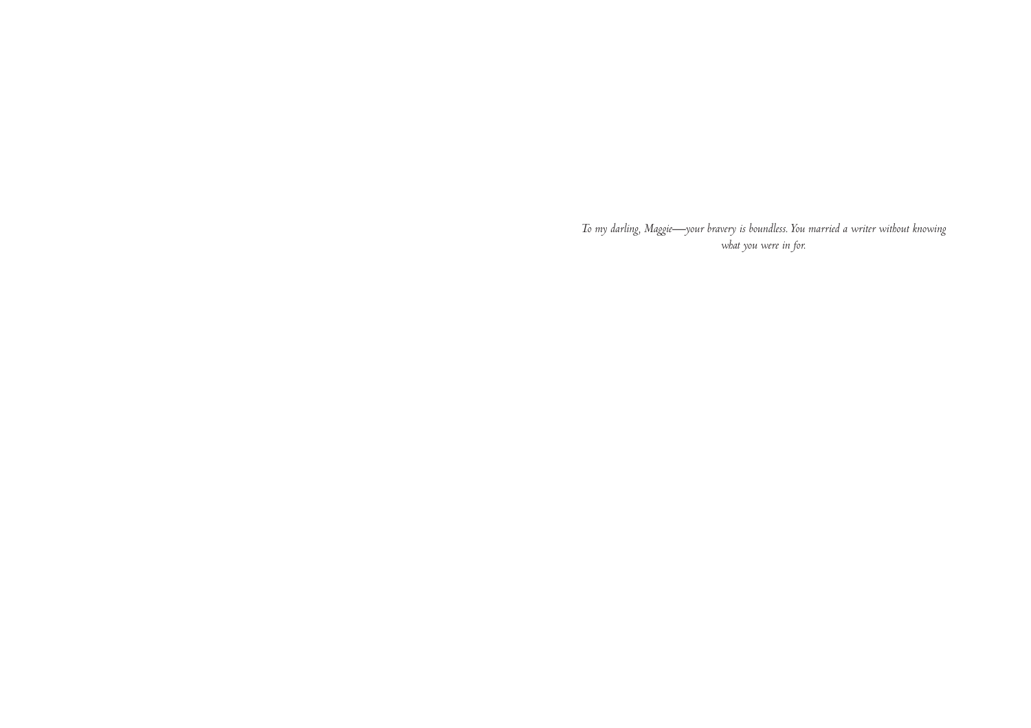*To my darling, Maggie—your bravery is boundless. You married a writer without knowing what you were in for.*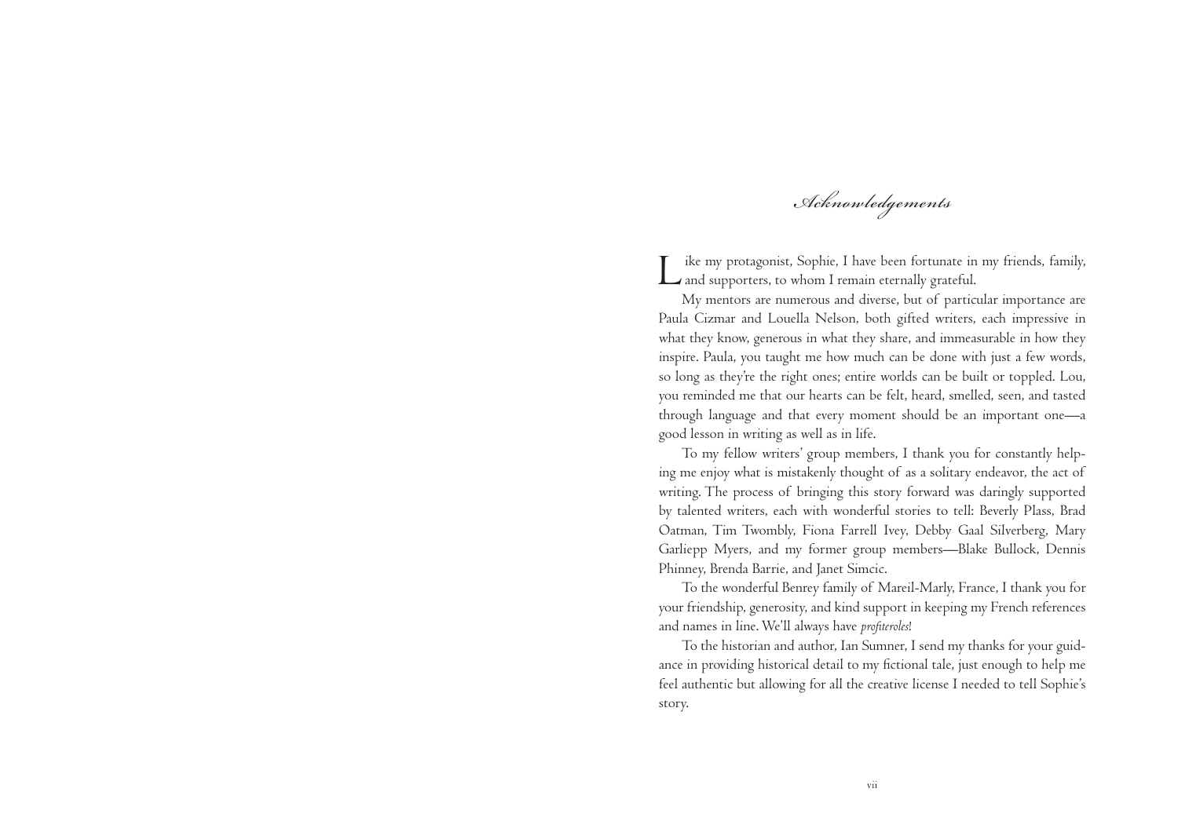# Acknowledgements

Like my protagonist, Sophie, I have been fortunate in my friends, family, and supporters, to whom I remain eternally grateful.

My mentors are numerous and diverse, but of particular importance are Paula Cizmar and Louella Nelson, both gifted writers, each impressive in what they know, generous in what they share, and immeasurable in how they inspire. Paula, you taught me how much can be done with just a few words, so long as they're the right ones; entire worlds can be built or toppled. Lou, you reminded me that our hearts can be felt, heard, smelled, seen, and tasted through language and that every moment should be an important one—a good lesson in writing as well as in life.

To my fellow writers' group members, I thank you for constantly helping me enjoy what is mistakenly thought of as a solitary endeavor, the act of writing. The process of bringing this story forward was daringly supported by talented writers, each with wonderful stories to tell: Beverly Plass, Brad Oatman, Tim Twombly, Fiona Farrell Ivey, Debby Gaal Silverberg, Mary Garliepp Myers, and my former group members—Blake Bullock, Dennis Phinney, Brenda Barrie, and Janet Simcic.

To the wonderful Benrey family of Mareil-Marly, France, I thank you for your friendship, generosity, and kind support in keeping my French references and names in line. We'll always have *profiteroles*!

To the historian and author, Ian Sumner, I send my thanks for your guidance in providing historical detail to my fictional tale, just enough to help me feel authentic but allowing for all the creative license I needed to tell Sophie's story.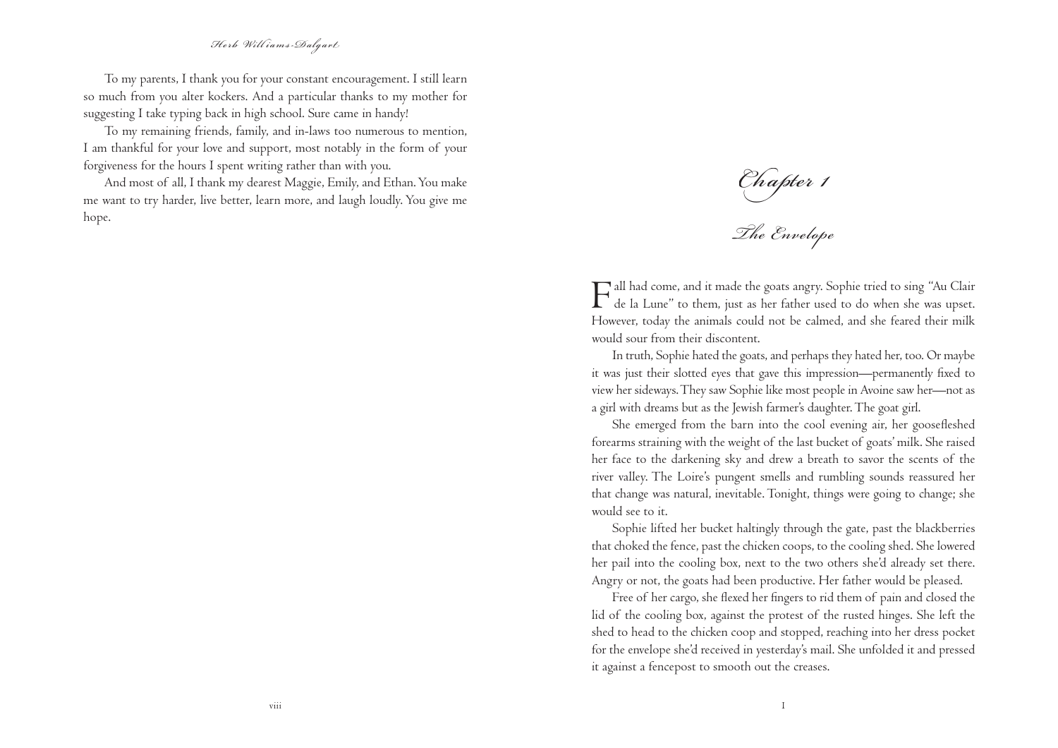To my parents, I thank you for your constant encouragement. I still learn so much from you alter kockers. And a particular thanks to my mother for suggesting I take typing back in high school. Sure came in handy!

To my remaining friends, family, and in-laws too numerous to mention, I am thankful for your love and support, most notably in the form of your forgiveness for the hours I spent writing rather than with you.

And most of all, I thank my dearest Maggie, Emily, and Ethan. You make me want to try harder, live better, learn more, and laugh loudly. You give me hope.

# Chapter 1

## The Envelope

Fall had come, and it made the goats angry. Sophie tried to sing "Au Clair de la Lune" to them, just as her father used to do when she was upset. However, today the animals could not be calmed, and she feared their milk would sour from their discontent.

In truth, Sophie hated the goats, and perhaps they hated her, too. Or maybe it was just their slotted eyes that gave this impression—permanently fixed to view her sideways. They saw Sophie like most people in Avoine saw her—not as a girl with dreams but as the Jewish farmer's daughter. The goat girl.

She emerged from the barn into the cool evening air, her goosefleshed forearms straining with the weight of the last bucket of goats' milk. She raised her face to the darkening sky and drew a breath to savor the scents of the river valley. The Loire's pungent smells and rumbling sounds reassured her that change was natural, inevitable. Tonight, things were going to change; she would see to it.

Sophie lifted her bucket haltingly through the gate, past the blackberries that choked the fence, past the chicken coops, to the cooling shed. She lowered her pail into the cooling box, next to the two others she'd already set there. Angry or not, the goats had been productive. Her father would be pleased.

Free of her cargo, she flexed her fingers to rid them of pain and closed the lid of the cooling box, against the protest of the rusted hinges. She left the shed to head to the chicken coop and stopped, reaching into her dress pocket for the envelope she'd received in yesterday's mail. She unfolded it and pressed it against a fencepost to smooth out the creases.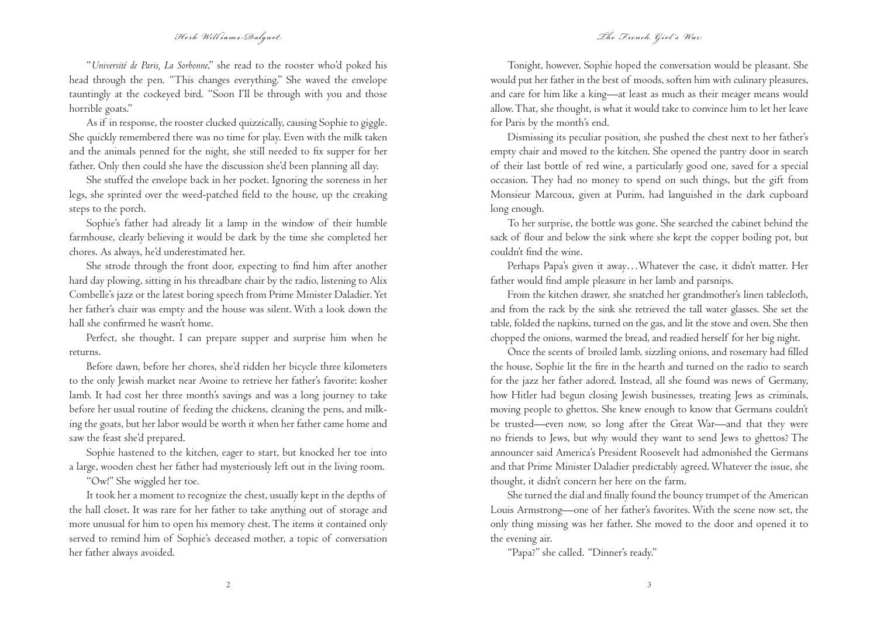"*Université de Paris, La Sorbonne*," she read to the rooster who'd poked his head through the pen. "This changes everything." She waved the envelope tauntingly at the cockeyed bird. "Soon I'll be through with you and those horrible goats."

As if in response, the rooster clucked quizzically, causing Sophie to giggle. She quickly remembered there was no time for play. Even with the milk taken and the animals penned for the night, she still needed to fix supper for her father. Only then could she have the discussion she'd been planning all day.

She stuffed the envelope back in her pocket. Ignoring the soreness in her legs, she sprinted over the weed-patched field to the house, up the creaking steps to the porch.

Sophie's father had already lit a lamp in the window of their humble farmhouse, clearly believing it would be dark by the time she completed her chores. As always, he'd underestimated her.

She strode through the front door, expecting to find him after another hard day plowing, sitting in his threadbare chair by the radio, listening to Alix Combelle's jazz or the latest boring speech from Prime Minister Daladier. Yet her father's chair was empty and the house was silent. With a look down the hall she confirmed he wasn't home.

Perfect, she thought. I can prepare supper and surprise him when he returns.

Before dawn, before her chores, she'd ridden her bicycle three kilometers to the only Jewish market near Avoine to retrieve her father's favorite: kosher lamb. It had cost her three month's savings and was a long journey to take before her usual routine of feeding the chickens, cleaning the pens, and milking the goats, but her labor would be worth it when her father came home and saw the feast she'd prepared.

Sophie hastened to the kitchen, eager to start, but knocked her toe into a large, wooden chest her father had mysteriously left out in the living room.

"Ow!" She wiggled her toe.

It took her a moment to recognize the chest, usually kept in the depths of the hall closet. It was rare for her father to take anything out of storage and more unusual for him to open his memory chest. The items it contained only served to remind him of Sophie's deceased mother, a topic of conversation her father always avoided.

Tonight, however, Sophie hoped the conversation would be pleasant. She would put her father in the best of moods, soften him with culinary pleasures, and care for him like a king—at least as much as their meager means would allow. That, she thought, is what it would take to convince him to let her leave for Paris by the month's end.

Dismissing its peculiar position, she pushed the chest next to her father's empty chair and moved to the kitchen. She opened the pantry door in search of their last bottle of red wine, a particularly good one, saved for a special occasion. They had no money to spend on such things, but the gift from Monsieur Marcoux, given at Purim, had languished in the dark cupboard long enough.

To her surprise, the bottle was gone. She searched the cabinet behind the sack of flour and below the sink where she kept the copper boiling pot, but couldn't find the wine.

Perhaps Papa's given it away…Whatever the case, it didn't matter. Her father would find ample pleasure in her lamb and parsnips.

From the kitchen drawer, she snatched her grandmother's linen tablecloth, and from the rack by the sink she retrieved the tall water glasses. She set the table, folded the napkins, turned on the gas, and lit the stove and oven. She then chopped the onions, warmed the bread, and readied herself for her big night.

Once the scents of broiled lamb, sizzling onions, and rosemary had filled the house, Sophie lit the fire in the hearth and turned on the radio to search for the jazz her father adored. Instead, all she found was news of Germany, how Hitler had begun closing Jewish businesses, treating Jews as criminals, moving people to ghettos. She knew enough to know that Germans couldn't be trusted—even now, so long after the Great War—and that they were no friends to Jews, but why would they want to send Jews to ghettos? The announcer said America's President Roosevelt had admonished the Germans and that Prime Minister Daladier predictably agreed. Whatever the issue, she thought, it didn't concern her here on the farm.

She turned the dial and finally found the bouncy trumpet of the American Louis Armstrong—one of her father's favorites. With the scene now set, the only thing missing was her father. She moved to the door and opened it to the evening air.

"Papa?" she called. "Dinner's ready."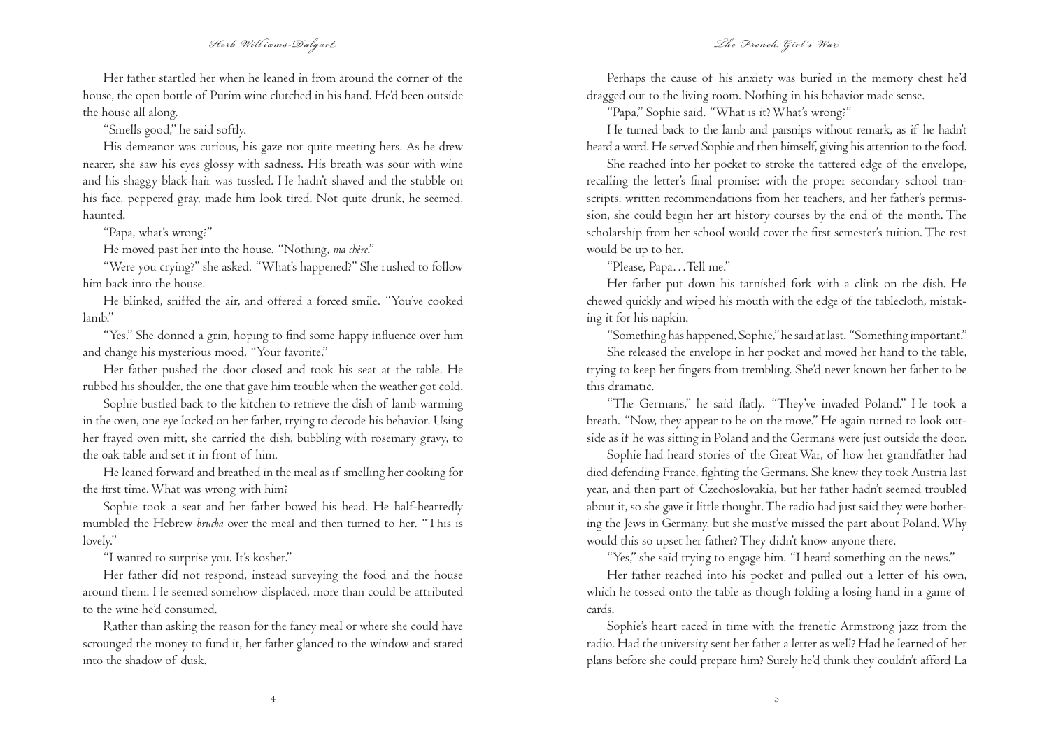Her father startled her when he leaned in from around the corner of the house, the open bottle of Purim wine clutched in his hand. He'd been outside the house all along.

"Smells good," he said softly.

His demeanor was curious, his gaze not quite meeting hers. As he drew nearer, she saw his eyes glossy with sadness. His breath was sour with wine and his shaggy black hair was tussled. He hadn't shaved and the stubble on his face, peppered gray, made him look tired. Not quite drunk, he seemed, haunted.

"Papa, what's wrong?"

He moved past her into the house. "Nothing, *ma chère*."

"Were you crying?" she asked. "What's happened?" She rushed to follow him back into the house.

He blinked, sniffed the air, and offered a forced smile. "You've cooked lamb."

"Yes." She donned a grin, hoping to find some happy influence over him and change his mysterious mood. "Your favorite."

Her father pushed the door closed and took his seat at the table. He rubbed his shoulder, the one that gave him trouble when the weather got cold.

Sophie bustled back to the kitchen to retrieve the dish of lamb warming in the oven, one eye locked on her father, trying to decode his behavior. Using her frayed oven mitt, she carried the dish, bubbling with rosemary gravy, to the oak table and set it in front of him.

He leaned forward and breathed in the meal as if smelling her cooking for the first time. What was wrong with him?

Sophie took a seat and her father bowed his head. He half-heartedly mumbled the Hebrew *brucha* over the meal and then turned to her. "This is lovely."

"I wanted to surprise you. It's kosher."

Her father did not respond, instead surveying the food and the house around them. He seemed somehow displaced, more than could be attributed to the wine he'd consumed.

Rather than asking the reason for the fancy meal or where she could have scrounged the money to fund it, her father glanced to the window and stared into the shadow of dusk.

Perhaps the cause of his anxiety was buried in the memory chest he'd dragged out to the living room. Nothing in his behavior made sense.

"Papa," Sophie said. "What is it? What's wrong?"

He turned back to the lamb and parsnips without remark, as if he hadn't heard a word. He served Sophie and then himself, giving his attention to the food.

She reached into her pocket to stroke the tattered edge of the envelope, recalling the letter's final promise: with the proper secondary school transcripts, written recommendations from her teachers, and her father's permission, she could begin her art history courses by the end of the month. The scholarship from her school would cover the first semester's tuition. The rest would be up to her.

"Please, Papa…Tell me."

Her father put down his tarnished fork with a clink on the dish. He chewed quickly and wiped his mouth with the edge of the tablecloth, mistaking it for his napkin.

"Something has happened, Sophie," he said at last. "Something important."

She released the envelope in her pocket and moved her hand to the table, trying to keep her fingers from trembling. She'd never known her father to be this dramatic.

"The Germans," he said flatly. "They've invaded Poland." He took a breath. "Now, they appear to be on the move." He again turned to look outside as if he was sitting in Poland and the Germans were just outside the door.

Sophie had heard stories of the Great War, of how her grandfather had died defending France, fighting the Germans. She knew they took Austria last year, and then part of Czechoslovakia, but her father hadn't seemed troubled about it, so she gave it little thought. The radio had just said they were bothering the Jews in Germany, but she must've missed the part about Poland. Why would this so upset her father? They didn't know anyone there.

"Yes," she said trying to engage him. "I heard something on the news."

Her father reached into his pocket and pulled out a letter of his own, which he tossed onto the table as though folding a losing hand in a game of cards.

Sophie's heart raced in time with the frenetic Armstrong jazz from the radio. Had the university sent her father a letter as well? Had he learned of her plans before she could prepare him? Surely he'd think they couldn't afford La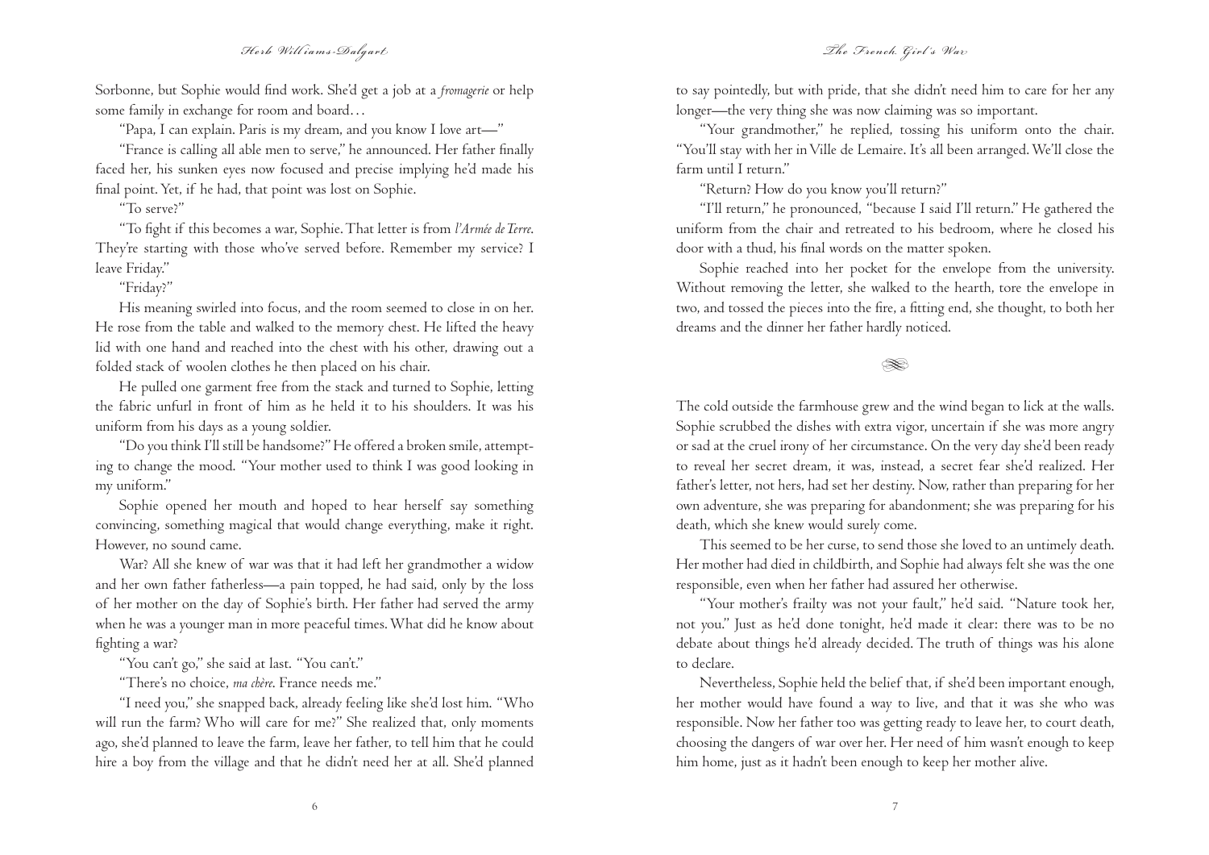Sorbonne, but Sophie would find work. She'd get a job at a *fromagerie* or help some family in exchange for room and board…

"Papa, I can explain. Paris is my dream, and you know I love art—"

"France is calling all able men to serve," he announced. Her father finally faced her, his sunken eyes now focused and precise implying he'd made his final point. Yet, if he had, that point was lost on Sophie.

"To serve?"

"To fight if this becomes a war, Sophie. That letter is from *l'Armée de Terre*. They're starting with those who've served before. Remember my service? I leave Friday."

"Friday?"

His meaning swirled into focus, and the room seemed to close in on her. He rose from the table and walked to the memory chest. He lifted the heavy lid with one hand and reached into the chest with his other, drawing out a folded stack of woolen clothes he then placed on his chair.

He pulled one garment free from the stack and turned to Sophie, letting the fabric unfurl in front of him as he held it to his shoulders. It was his uniform from his days as a young soldier.

"Do you think I'll still be handsome?" He offered a broken smile, attempting to change the mood. "Your mother used to think I was good looking in my uniform."

Sophie opened her mouth and hoped to hear herself say something convincing, something magical that would change everything, make it right. However, no sound came.

War? All she knew of war was that it had left her grandmother a widow and her own father fatherless—a pain topped, he had said, only by the loss of her mother on the day of Sophie's birth. Her father had served the army when he was a younger man in more peaceful times. What did he know about fighting a war?

"You can't go," she said at last. "You can't."

"There's no choice, *ma chère*. France needs me."

"I need you," she snapped back, already feeling like she'd lost him. "Who will run the farm? Who will care for me?" She realized that, only moments ago, she'd planned to leave the farm, leave her father, to tell him that he could hire a boy from the village and that he didn't need her at all. She'd planned to say pointedly, but with pride, that she didn't need him to care for her any longer—the very thing she was now claiming was so important.

"Your grandmother," he replied, tossing his uniform onto the chair. "You'll stay with her in Ville de Lemaire. It's all been arranged. We'll close the farm until I return."

"Return? How do you know you'll return?"

"I'll return," he pronounced, "because I said I'll return." He gathered the uniform from the chair and retreated to his bedroom, where he closed his door with a thud, his final words on the matter spoken.

Sophie reached into her pocket for the envelope from the university. Without removing the letter, she walked to the hearth, tore the envelope in two, and tossed the pieces into the fire, a fitting end, she thought, to both her dreams and the dinner her father hardly noticed.

---

The cold outside the farmhouse grew and the wind began to lick at the walls. Sophie scrubbed the dishes with extra vigor, uncertain if she was more angry or sad at the cruel irony of her circumstance. On the very day she'd been ready to reveal her secret dream, it was, instead, a secret fear she'd realized. Her father's letter, not hers, had set her destiny. Now, rather than preparing for her own adventure, she was preparing for abandonment; she was preparing for his death, which she knew would surely come.

This seemed to be her curse, to send those she loved to an untimely death. Her mother had died in childbirth, and Sophie had always felt she was the one responsible, even when her father had assured her otherwise.

"Your mother's frailty was not your fault," he'd said. "Nature took her, not you." Just as he'd done tonight, he'd made it clear: there was to be no debate about things he'd already decided. The truth of things was his alone to declare.

Nevertheless, Sophie held the belief that, if she'd been important enough, her mother would have found a way to live, and that it was she who was responsible. Now her father too was getting ready to leave her, to court death, choosing the dangers of war over her. Her need of him wasn't enough to keep him home, just as it hadn't been enough to keep her mother alive.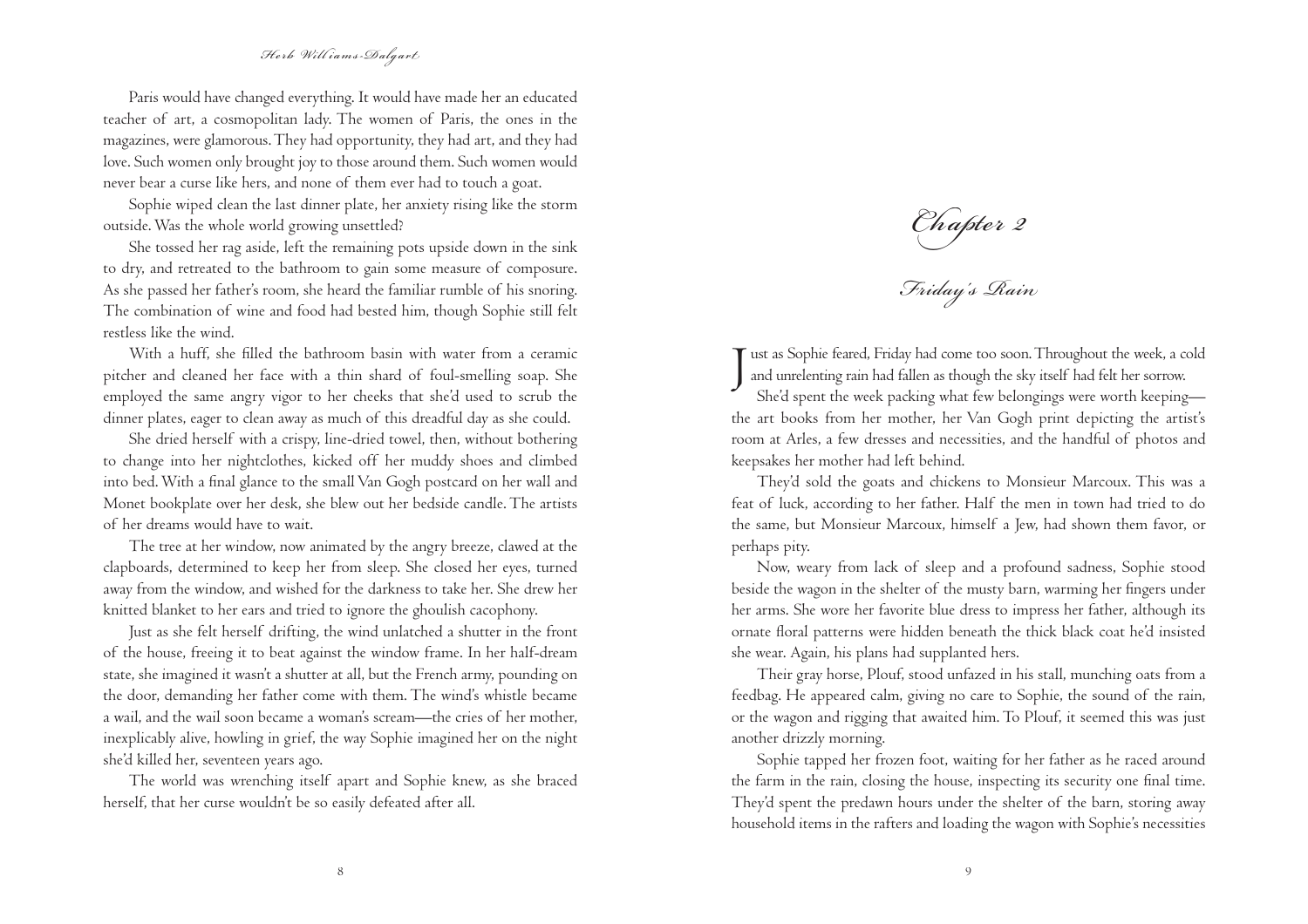Paris would have changed everything. It would have made her an educated teacher of art, a cosmopolitan lady. The women of Paris, the ones in the magazines, were glamorous. They had opportunity, they had art, and they had love. Such women only brought joy to those around them. Such women would never bear a curse like hers, and none of them ever had to touch a goat.

Sophie wiped clean the last dinner plate, her anxiety rising like the storm outside. Was the whole world growing unsettled?

She tossed her rag aside, left the remaining pots upside down in the sink to dry, and retreated to the bathroom to gain some measure of composure. As she passed her father's room, she heard the familiar rumble of his snoring. The combination of wine and food had bested him, though Sophie still felt restless like the wind.

With a huff, she filled the bathroom basin with water from a ceramic pitcher and cleaned her face with a thin shard of foul-smelling soap. She employed the same angry vigor to her cheeks that she'd used to scrub the dinner plates, eager to clean away as much of this dreadful day as she could.

She dried herself with a crispy, line-dried towel, then, without bothering to change into her nightclothes, kicked off her muddy shoes and climbed into bed. With a final glance to the small Van Gogh postcard on her wall and Monet bookplate over her desk, she blew out her bedside candle. The artists of her dreams would have to wait.

The tree at her window, now animated by the angry breeze, clawed at the clapboards, determined to keep her from sleep. She closed her eyes, turned away from the window, and wished for the darkness to take her. She drew her knitted blanket to her ears and tried to ignore the ghoulish cacophony.

Just as she felt herself drifting, the wind unlatched a shutter in the front of the house, freeing it to beat against the window frame. In her half-dream state, she imagined it wasn't a shutter at all, but the French army, pounding on the door, demanding her father come with them. The wind's whistle became a wail, and the wail soon became a woman's scream—the cries of her mother, inexplicably alive, howling in grief, the way Sophie imagined her on the night she'd killed her, seventeen years ago.

The world was wrenching itself apart and Sophie knew, as she braced herself, that her curse wouldn't be so easily defeated after all.

# *Chapter 2*

## *Friday's Rain*

Just as Sophie feared, Friday had come too soon. Throughout the week, a cold and unrelenting rain had fallen as though the sky itself had felt her sorrow.

She'd spent the week packing what few belongings were worth keeping—the art books from her mother, her Van Gogh print depicting the artist's room at Arles, a few dresses and necessities, and the handful of photos and keepsakes her mother had left behind.

They'd sold the goats and chickens to Monsieur Marcoux. This was a feat of luck, according to her father. Half the men in town had tried to do the same, but Monsieur Marcoux, himself a Jew, had shown them favor, or perhaps pity.

Now, weary from lack of sleep and a profound sadness, Sophie stood beside the wagon in the shelter of the musty barn, warming her fingers under her arms. She wore her favorite blue dress to impress her father, although its ornate floral patterns were hidden beneath the thick black coat he'd insisted she wear. Again, his plans had supplanted hers.

Their gray horse, Plouf, stood unfazed in his stall, munching oats from a feedbag. He appeared calm, giving no care to Sophie, the sound of the rain, or the wagon and rigging that awaited him. To Plouf, it seemed this was just another drizzly morning.

Sophie tapped her frozen foot, waiting for her father as he raced around the farm in the rain, closing the house, inspecting its security one final time. They'd spent the predawn hours under the shelter of the barn, storing away household items in the rafters and loading the wagon with Sophie's necessities